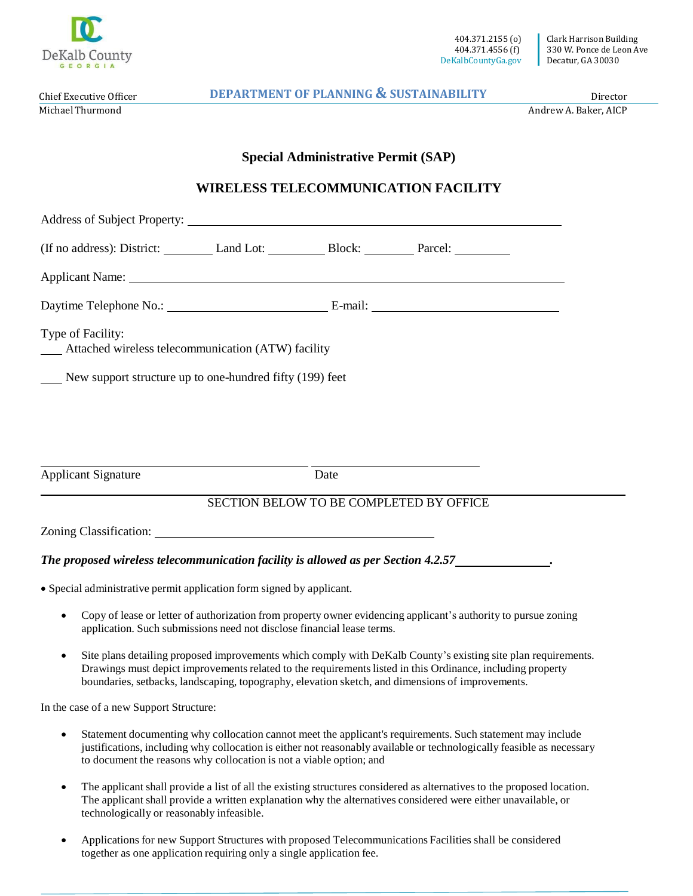DeKalb County GEORGIA

404.371.2155 (o)
404.371.4556 (f)
DeKalbCountyGa.gov

Clark Harrison Building
330 W. Ponce de Leon Ave
Decatur, GA 30030

Chief Executive Officer
Michael Thurmond

**DEPARTMENT OF PLANNING & SUSTAINABILITY**

Director
Andrew A. Baker, AICP

## Special Administrative Permit (SAP)

## WIRELESS TELECOMMUNICATION FACILITY

Address of Subject Property: ______________________________________________

(If no address): District: ________ Land Lot: _________ Block: ________ Parcel: _________

Applicant Name: ______________________________________________

Daytime Telephone No.: _________________________ E-mail: ______________________________

Type of Facility:

___ Attached wireless telecommunication (ATW) facility

___ New support structure up to one-hundred fifty (199) feet

_______________________________ _______________________

Applicant Signature Date

---

SECTION BELOW TO BE COMPLETED BY OFFICE

Zoning Classification: ______________________________________________

***The proposed wireless telecommunication facility is allowed as per Section 4.2.57______________.***

- Special administrative permit application form signed by applicant.

- Copy of lease or letter of authorization from property owner evidencing applicant's authority to pursue zoning application. Such submissions need not disclose financial lease terms.

- Site plans detailing proposed improvements which comply with DeKalb County's existing site plan requirements. Drawings must depict improvements related to the requirements listed in this Ordinance, including property boundaries, setbacks, landscaping, topography, elevation sketch, and dimensions of improvements.

In the case of a new Support Structure:

- Statement documenting why collocation cannot meet the applicant's requirements. Such statement may include justifications, including why collocation is either not reasonably available or technologically feasible as necessary to document the reasons why collocation is not a viable option; and

- The applicant shall provide a list of all the existing structures considered as alternatives to the proposed location. The applicant shall provide a written explanation why the alternatives considered were either unavailable, or technologically or reasonably infeasible.

- Applications for new Support Structures with proposed Telecommunications Facilities shall be considered together as one application requiring only a single application fee.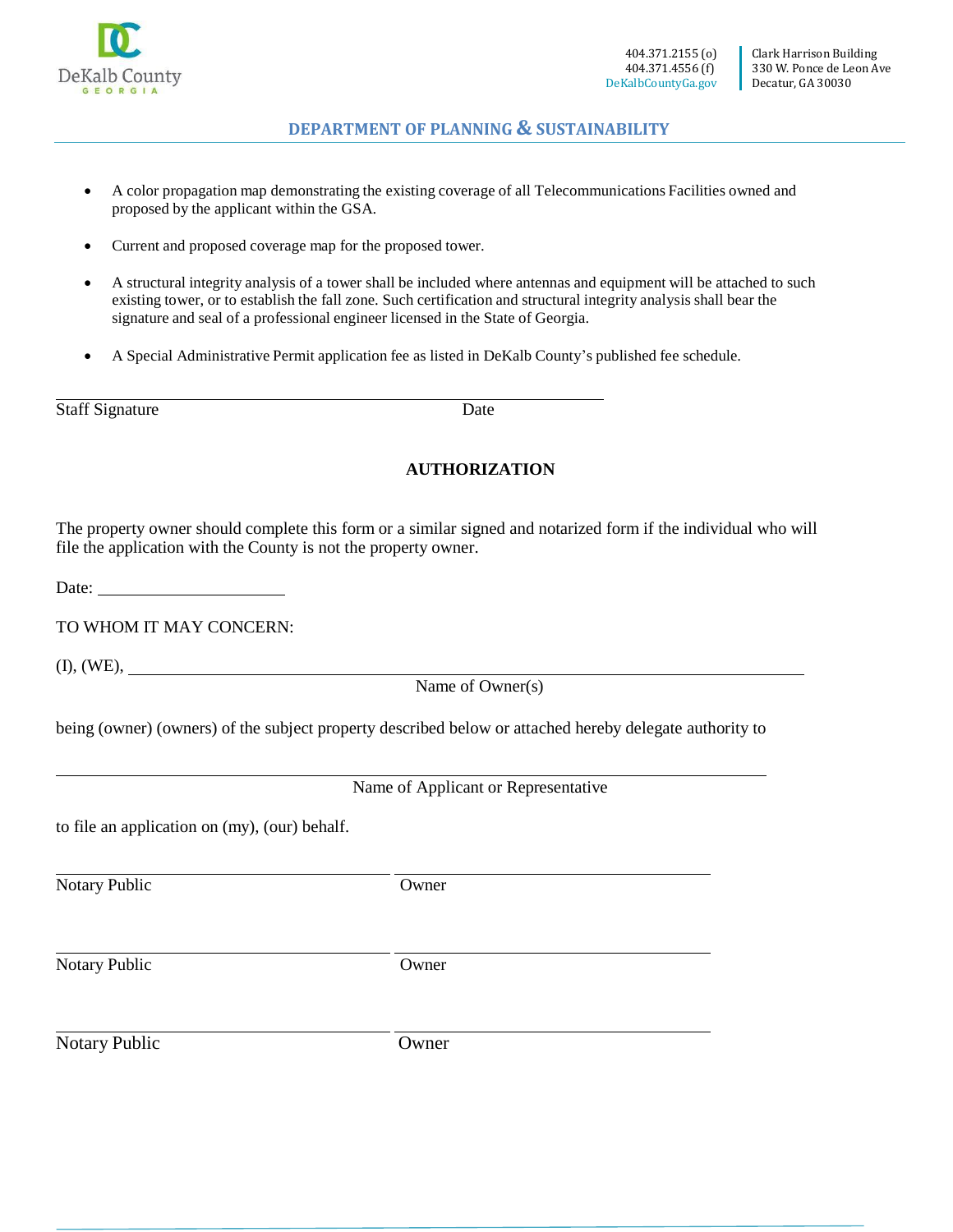- A color propagation map demonstrating the existing coverage of all Telecommunications Facilities owned and proposed by the applicant within the GSA.

- Current and proposed coverage map for the proposed tower.

- A structural integrity analysis of a tower shall be included where antennas and equipment will be attached to such existing tower, or to establish the fall zone. Such certification and structural integrity analysis shall bear the signature and seal of a professional engineer licensed in the State of Georgia.

- A Special Administrative Permit application fee as listed in DeKalb County's published fee schedule.

______________________________________________________________

Staff Signature                                                                      Date

## AUTHORIZATION

The property owner should complete this form or a similar signed and notarized form if the individual who will file the application with the County is not the property owner.

Date: ____________________

TO WHOM IT MAY CONCERN:

(I), (WE), ______________________________________________________________

Name of Owner(s)

being (owner) (owners) of the subject property described below or attached hereby delegate authority to

______________________________________________________________

Name of Applicant or Representative

to file an application on (my), (our) behalf.

______________________________ ______________________________

Notary Public                                        Owner

______________________________ ______________________________

Notary Public                                        Owner

______________________________ ______________________________

Notary Public                                        Owner